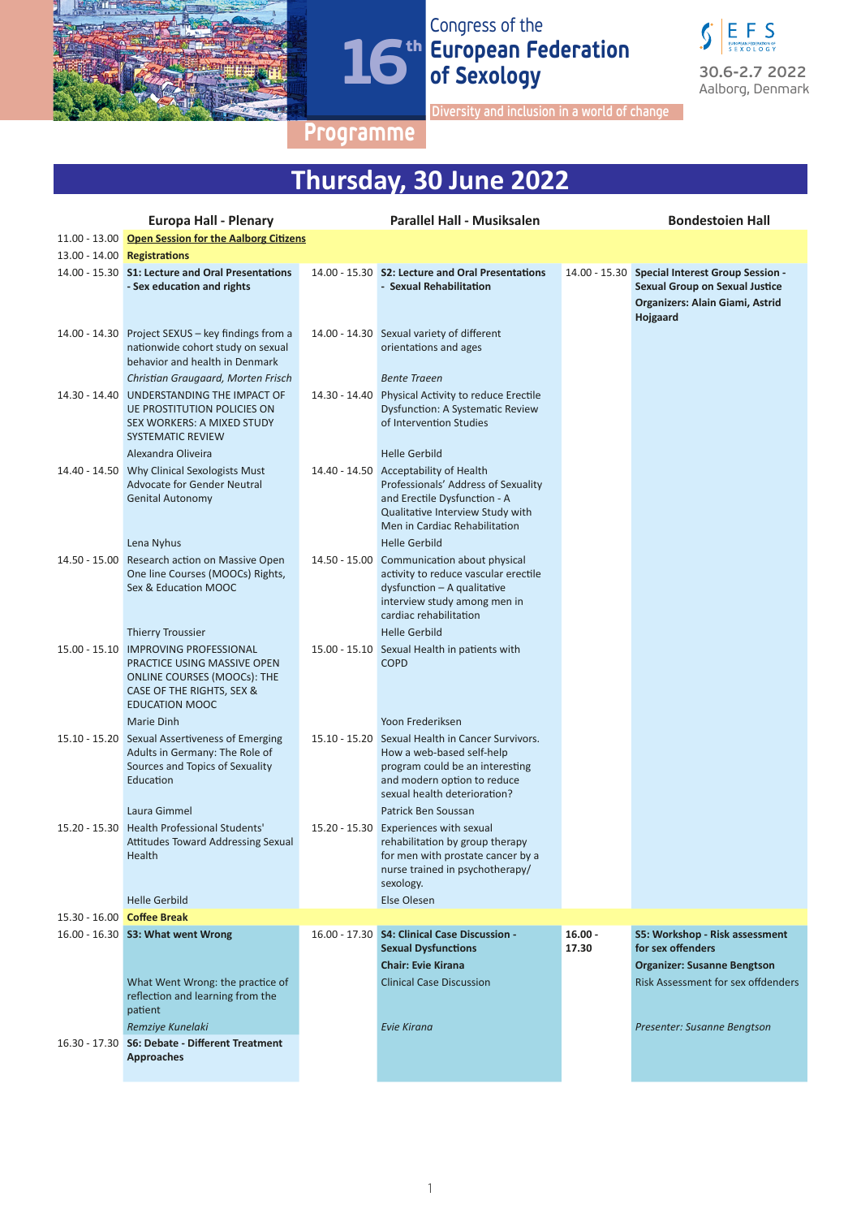# 16th Congress of the European Federation of Sexology

30.6-2.7 2022
Aalborg, Denmark

Diversity and inclusion in a world of change

## Programme

## Thursday, 30 June 2022

| Time | Europa Hall - Plenary | Time | Parallel Hall - Musiksalen | Time | Bondestoien Hall |
|---|---|---|---|---|---|
| 11.00 - 13.00 | **Open Session for the Aalborg Citizens** | | | | |
| 13.00 - 14.00 | **Registrations** | | | | |
| 14.00 - 15.30 | **S1: Lecture and Oral Presentations - Sex education and rights** | 14.00 - 15.30 | **S2: Lecture and Oral Presentations - Sexual Rehabilitation** | 14.00 - 15.30 | **Special Interest Group Session - Sexual Group on Sexual Justice** **Organizers: Alain Giami, Astrid Hojgaard** |
| 14.00 - 14.30 | Project SEXUS – key findings from a nationwide cohort study on sexual behavior and health in Denmark *Christian Graugaard, Morten Frisch* | 14.00 - 14.30 | Sexual variety of different orientations and ages *Bente Traeen* | | |
| 14.30 - 14.40 | UNDERSTANDING THE IMPACT OF UE PROSTITUTION POLICIES ON SEX WORKERS: A MIXED STUDY SYSTEMATIC REVIEW Alexandra Oliveira | 14.30 - 14.40 | Physical Activity to reduce Erectile Dysfunction: A Systematic Review of Intervention Studies Helle Gerbild | | |
| 14.40 - 14.50 | Why Clinical Sexologists Must Advocate for Gender Neutral Genital Autonomy Lena Nyhus | 14.40 - 14.50 | Acceptability of Health Professionals' Address of Sexuality and Erectile Dysfunction - A Qualitative Interview Study with Men in Cardiac Rehabilitation Helle Gerbild | | |
| 14.50 - 15.00 | Research action on Massive Open One line Courses (MOOCs) Rights, Sex & Education MOOC Thierry Troussier | 14.50 - 15.00 | Communication about physical activity to reduce vascular erectile dysfunction – A qualitative interview study among men in cardiac rehabilitation Helle Gerbild | | |
| 15.00 - 15.10 | IMPROVING PROFESSIONAL PRACTICE USING MASSIVE OPEN ONLINE COURSES (MOOCs): THE CASE OF THE RIGHTS, SEX & EDUCATION MOOC Marie Dinh | 15.00 - 15.10 | Sexual Health in patients with COPD Yoon Frederiksen | | |
| 15.10 - 15.20 | Sexual Assertiveness of Emerging Adults in Germany: The Role of Sources and Topics of Sexuality Education Laura Gimmel | 15.10 - 15.20 | Sexual Health in Cancer Survivors. How a web-based self-help program could be an interesting and modern option to reduce sexual health deterioration? Patrick Ben Soussan | | |
| 15.20 - 15.30 | Health Professional Students' Attitudes Toward Addressing Sexual Health Helle Gerbild | 15.20 - 15.30 | Experiences with sexual rehabilitation by group therapy for men with prostate cancer by a nurse trained in psychotherapy/ sexology. Else Olesen | | |
| 15.30 - 16.00 | **Coffee Break** | | | | |
| 16.00 - 16.30 | **S3: What went Wrong** What Went Wrong: the practice of reflection and learning from the patient *Remziye Kunelaki* | 16.00 - 17.30 | **S4: Clinical Case Discussion - Sexual Dysfunctions** **Chair: Evie Kirana** Clinical Case Discussion *Evie Kirana* | **16.00 - 17.30** | **S5: Workshop - Risk assessment for sex offenders** **Organizer: Susanne Bengtson** Risk Assessment for sex offdenders *Presenter: Susanne Bengtson* |
| 16.30 - 17.30 | **S6: Debate - Different Treatment Approaches** | | | | |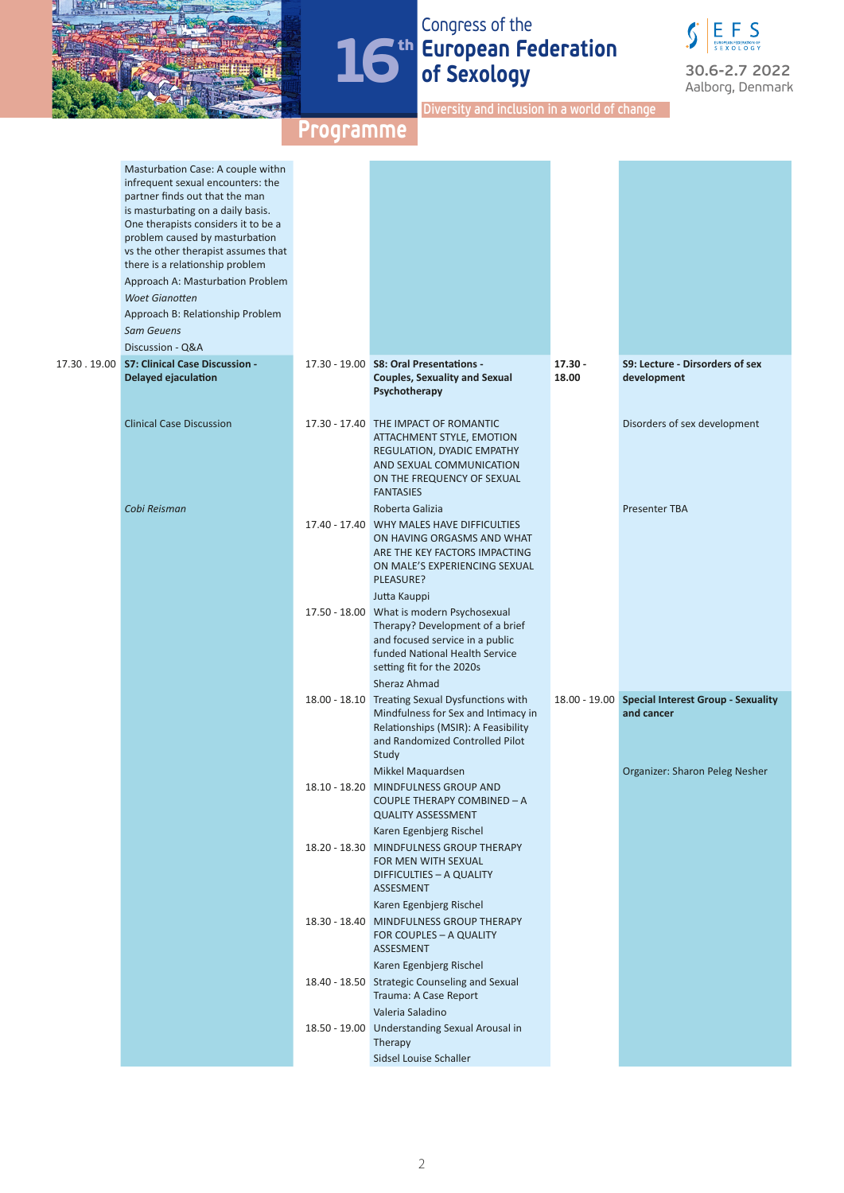# 16th Congress of the European Federation of Sexology

30.6-2.7 2022
Aalborg, Denmark

Diversity and inclusion in a world of change

## Programme

Masturbation Case: A couple withn infrequent sexual encounters: the partner finds out that the man is masturbating on a daily basis. One therapists considers it to be a problem caused by masturbation vs the other therapist assumes that there is a relationship problem

Approach A: Masturbation Problem

*Woet Gianotten*

Approach B: Relationship Problem

*Sam Geuens*

Discussion - Q&A

**17.30 . 19.00 — S7: Clinical Case Discussion - Delayed ejaculation**

Clinical Case Discussion

*Cobi Reisman*

**17.30 - 19.00 — S8: Oral Presentations - Couples, Sexuality and Sexual Psychotherapy**

| Time | Presentation |
|---|---|
| 17.30 - 17.40 | THE IMPACT OF ROMANTIC ATTACHMENT STYLE, EMOTION REGULATION, DYADIC EMPATHY AND SEXUAL COMMUNICATION ON THE FREQUENCY OF SEXUAL FANTASIES<br>Roberta Galizia |
| 17.40 - 17.40 | WHY MALES HAVE DIFFICULTIES ON HAVING ORGASMS AND WHAT ARE THE KEY FACTORS IMPACTING ON MALE'S EXPERIENCING SEXUAL PLEASURE?<br>Jutta Kauppi |
| 17.50 - 18.00 | What is modern Psychosexual Therapy? Development of a brief and focused service in a public funded National Health Service setting fit for the 2020s<br>Sheraz Ahmad |
| 18.00 - 18.10 | Treating Sexual Dysfunctions with Mindfulness for Sex and Intimacy in Relationships (MSIR): A Feasibility and Randomized Controlled Pilot Study<br>Mikkel Maquardsen |
| 18.10 - 18.20 | MINDFULNESS GROUP AND COUPLE THERAPY COMBINED – A QUALITY ASSESSMENT<br>Karen Egenbjerg Rischel |
| 18.20 - 18.30 | MINDFULNESS GROUP THERAPY FOR MEN WITH SEXUAL DIFFICULTIES – A QUALITY ASSESEMENT<br>Karen Egenbjerg Rischel |
| 18.30 - 18.40 | MINDFULNESS GROUP THERAPY FOR COUPLES – A QUALITY ASSESMENT<br>Karen Egenbjerg Rischel |
| 18.40 - 18.50 | Strategic Counseling and Sexual Trauma: A Case Report<br>Valeria Saladino |
| 18.50 - 19.00 | Understanding Sexual Arousal in Therapy<br>Sidsel Louise Schaller |

**17.30 - 18.00 — S9: Lecture - Dirsorders of sex development**

Disorders of sex development

Presenter TBA

**18.00 - 19.00 — Special Interest Group - Sexuality and cancer**

Organizer: Sharon Peleg Nesher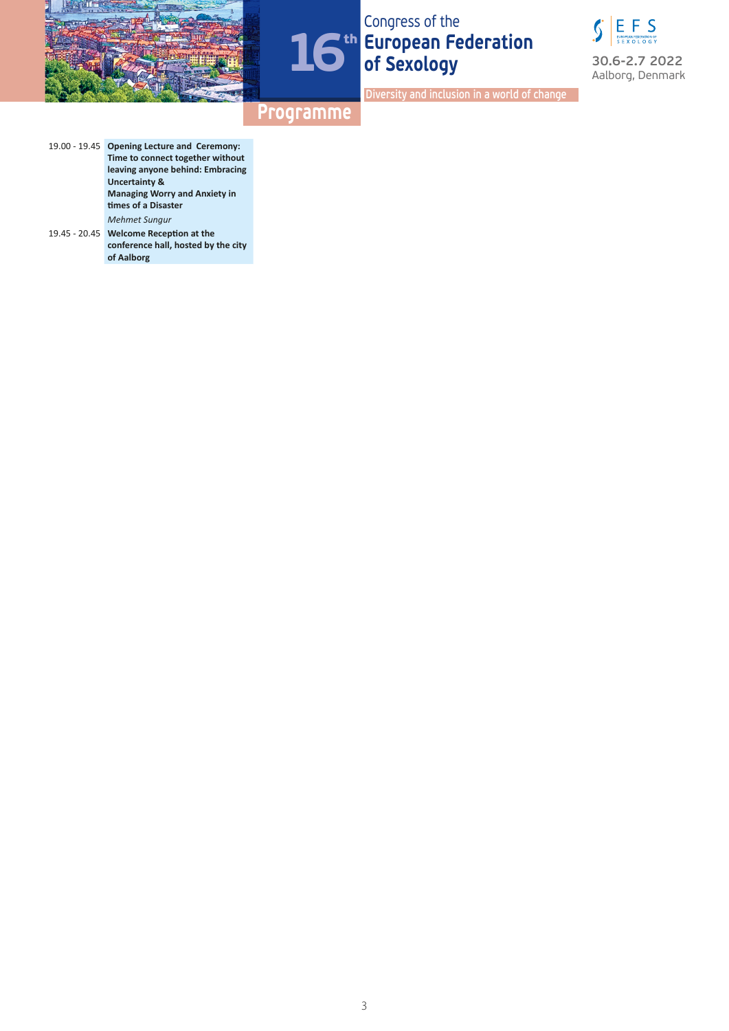| | |
|---|---|
| 19.00 - 19.45 | **Opening Lecture and Ceremony: Time to connect together without leaving anyone behind: Embracing Uncertainty & Managing Worry and Anxiety in times of a Disaster**<br>*Mehmet Sungur* |
| 19.45 - 20.45 | **Welcome Reception at the conference hall, hosted by the city of Aalborg** |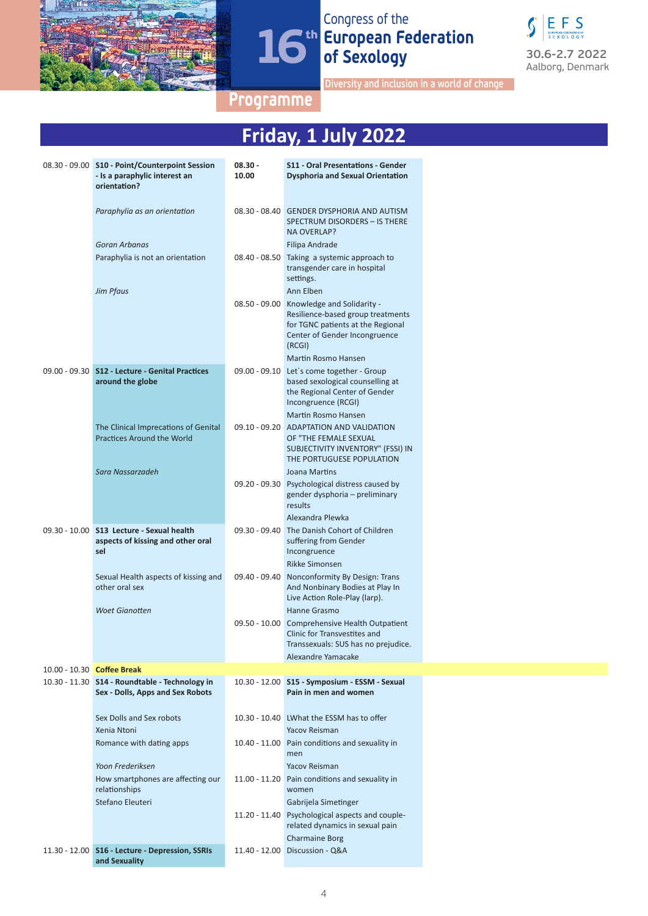Congress of the **16th European Federation of Sexology**

30.6-2.7 2022
Aalborg, Denmark

Diversity and inclusion in a world of change

## Programme

# Friday, 1 July 2022

| Time | Session | Time | Session |
|---|---|---|---|
| 08.30 - 09.00 | **S10 - Point/Counterpoint Session - Is a paraphylic interest an orientation?** | **08.30 - 10.00** | **S11 - Oral Presentations - Gender Dysphoria and Sexual Orientation** |
| | *Paraphylia as an orientation* | 08.30 - 08.40 | GENDER DYSPHORIA AND AUTISM SPECTRUM DISORDERS – IS THERE NA OVERLAP? |
| | *Goran Arbanas* | | Filipa Andrade |
| | Paraphylia is not an orientation | 08.40 - 08.50 | Taking a systemic approach to transgender care in hospital settings. |
| | *Jim Pfaus* | | Ann Elben |
| | | 08.50 - 09.00 | Knowledge and Solidarity - Resilience-based group treatments for TGNC patients at the Regional Center of Gender Incongruence (RCGI) |
| | | | Martin Rosmo Hansen |
| 09.00 - 09.30 | **S12 - Lecture - Genital Practices around the globe** | 09.00 - 09.10 | Let`s come together - Group based sexological counselling at the Regional Center of Gender Incongruence (RCGI) |
| | | | Martin Rosmo Hansen |
| | The Clinical Imprecations of Genital Practices Around the World | 09.10 - 09.20 | ADAPTATION AND VALIDATION OF "THE FEMALE SEXUAL SUBJECTIVITY INVENTORY" (FSSI) IN THE PORTUGUESE POPULATION |
| | *Sara Nassarzadeh* | | Joana Martins |
| | | 09.20 - 09.30 | Psychological distress caused by gender dysphoria – preliminary results |
| | | | Alexandra Plewka |
| 09.30 - 10.00 | **S13 Lecture - Sexual health aspects of kissing and other oral sel** | 09.30 - 09.40 | The Danish Cohort of Children suffering from Gender Incongruence |
| | | | Rikke Simonsen |
| | Sexual Health aspects of kissing and other oral sex | 09.40 - 09.40 | Nonconformity By Design: Trans And Nonbinary Bodies at Play In Live Action Role-Play (larp). |
| | *Woet Gianotten* | | Hanne Grasmo |
| | | 09.50 - 10.00 | Comprehensive Health Outpatient Clinic for Transvestites and Transsexuals: SUS has no prejudice. |
| | | | Alexandre Yamacake |
| 10.00 - 10.30 | **Coffee Break** | | |
| 10.30 - 11.30 | **S14 - Roundtable - Technology in Sex - Dolls, Apps and Sex Robots** | 10.30 - 12.00 | **S15 - Symposium - ESSM - Sexual Pain in men and women** |
| | Sex Dolls and Sex robots | 10.30 - 10.40 | LWhat the ESSM has to offer |
| | Xenia Ntoni | | Yacov Reisman |
| | Romance with dating apps | 10.40 - 11.00 | Pain conditions and sexuality in men |
| | *Yoon Frederiksen* | | Yacov Reisman |
| | How smartphones are affecting our relationships | 11.00 - 11.20 | Pain conditions and sexuality in women |
| | Stefano Eleuteri | | Gabrijela Simetinger |
| | | 11.20 - 11.40 | Psychological aspects and couple-related dynamics in sexual pain |
| | | | Charmaine Borg |
| 11.30 - 12.00 | **S16 - Lecture - Depression, SSRIs and Sexuality** | 11.40 - 12.00 | Discussion - Q&A |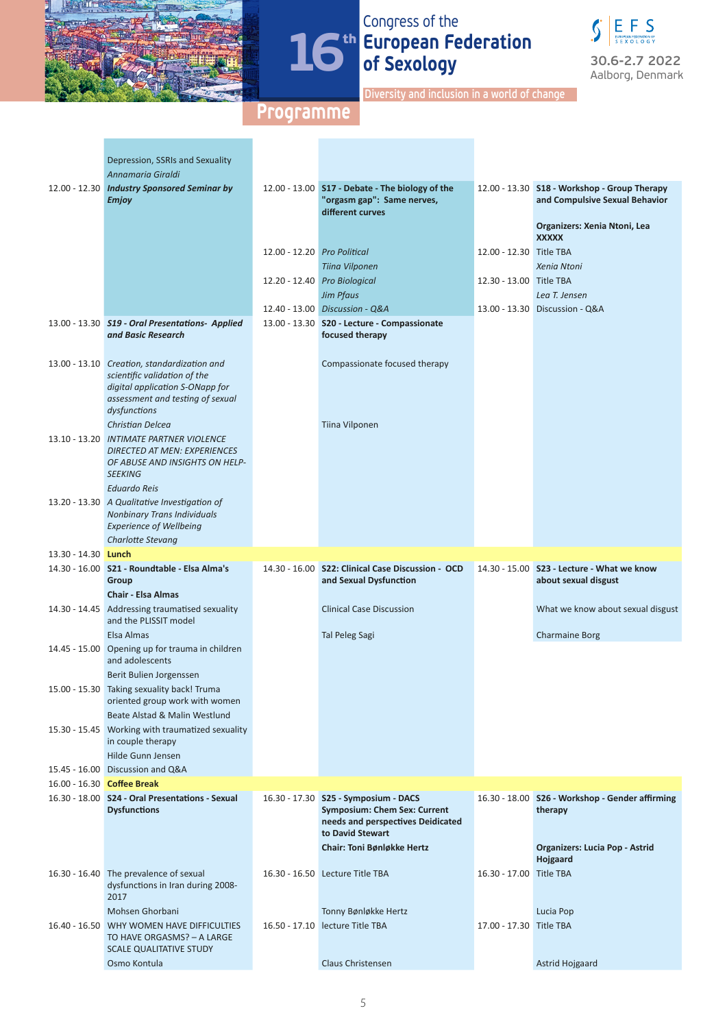# Congress of the 16th European Federation of Sexology

30.6-2.7 2022 Aalborg, Denmark

Diversity and inclusion in a world of change

## Programme

| Time | Room 1 | Time | Room 2 | Time | Room 3 |
|---|---|---|---|---|---|
| | Depression, SSRIs and Sexuality | | | | |
| | *Annamaria Giraldi* | | | | |
| 12.00 - 12.30 | ***Industry Sponsored Seminar by Emjoy*** | 12.00 - 13.00 | **S17 - Debate - The biology of the "orgasm gap": Same nerves, different curves** | 12.00 - 13.30 | **S18 - Workshop - Group Therapy and Compulsive Sexual Behavior** |
| | | | | | **Organizers: Xenia Ntoni, Lea XXXXX** |
| | | 12.00 - 12.20 | *Pro Political* | 12.00 - 12.30 | Title TBA |
| | | | *Tiina Vilponen* | | *Xenia Ntoni* |
| | | 12.20 - 12.40 | *Pro Biological* | 12.30 - 13.00 | Title TBA |
| | | | *Jim Pfaus* | | *Lea T. Jensen* |
| | | 12.40 - 13.00 | *Discussion - Q&A* | 13.00 - 13.30 | Discussion - Q&A |
| 13.00 - 13.30 | ***S19 - Oral Presentations- Applied and Basic Research*** | 13.00 - 13.30 | **S20 - Lecture - Compassionate focused therapy** | | |
| 13.00 - 13.10 | *Creation, standardization and scientific validation of the digital application S-ONapp for assessment and testing of sexual dysfunctions* | | Compassionate focused therapy | | |
| | *Christian Delcea* | | Tiina Vilponen | | |
| 13.10 - 13.20 | *INTIMATE PARTNER VIOLENCE DIRECTED AT MEN: EXPERIENCES OF ABUSE AND INSIGHTS ON HELP-SEEKING* | | | | |
| | *Eduardo Reis* | | | | |
| 13.20 - 13.30 | *A Qualitative Investigation of Nonbinary Trans Individuals Experience of Wellbeing* | | | | |
| | *Charlotte Stevang* | | | | |
| 13.30 - 14.30 | **Lunch** | | | | |
| 14.30 - 16.00 | **S21 - Roundtable - Elsa Alma's Group** | 14.30 - 16.00 | **S22: Clinical Case Discussion - OCD and Sexual Dysfunction** | 14.30 - 15.00 | **S23 - Lecture - What we know about sexual disgust** |
| | **Chair - Elsa Almas** | | | | |
| 14.30 - 14.45 | Addressing traumatised sexuality and the PLISSIT model | | Clinical Case Discussion | | What we know about sexual disgust |
| | Elsa Almas | | Tal Peleg Sagi | | Charmaine Borg |
| 14.45 - 15.00 | Opening up for trauma in children and adolescents | | | | |
| | Berit Bulien Jorgenssen | | | | |
| 15.00 - 15.30 | Taking sexuality back! Truma oriented group work with women | | | | |
| | Beate Alstad & Malin Westlund | | | | |
| 15.30 - 15.45 | Working with traumatized sexuality in couple therapy | | | | |
| | Hilde Gunn Jensen | | | | |
| 15.45 - 16.00 | Discussion and Q&A | | | | |
| 16.00 - 16.30 | **Coffee Break** | | | | |
| 16.30 - 18.00 | **S24 - Oral Presentations - Sexual Dysfunctions** | 16.30 - 17.30 | **S25 - Symposium - DACS Symposium: Chem Sex: Current needs and perspectives Deidicated to David Stewart** | 16.30 - 18.00 | **S26 - Workshop - Gender affirming therapy** |
| | | | **Chair: Toni Bønløkke Hertz** | | **Organizers: Lucia Pop - Astrid Hojgaard** |
| 16.30 - 16.40 | The prevalence of sexual dysfunctions in Iran during 2008-2017 | 16.30 - 16.50 | Lecture Title TBA | 16.30 - 17.00 | Title TBA |
| | Mohsen Ghorbani | | Tonny Bønløkke Hertz | | Lucia Pop |
| 16.40 - 16.50 | WHY WOMEN HAVE DIFFICULTIES TO HAVE ORGASMS? – A LARGE SCALE QUALITATIVE STUDY | 16.50 - 17.10 | lecture Title TBA | 17.00 - 17.30 | Title TBA |
| | Osmo Kontula | | Claus Christensen | | Astrid Hojgaard |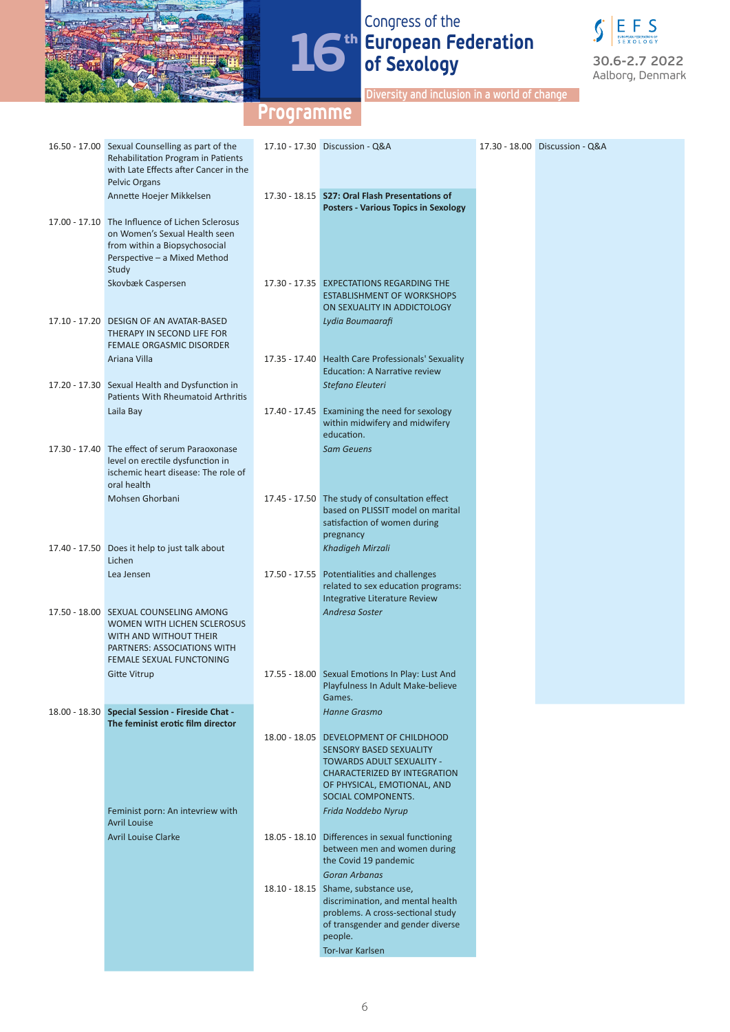# Congress of the 16th European Federation of Sexology

30.6-2.7 2022
Aalborg, Denmark

Diversity and inclusion in a world of change

## Programme

16.50 - 17.00 Sexual Counselling as part of the Rehabilitation Program in Patients with Late Effects after Cancer in the Pelvic Organs
Annette Hoejer Mikkelsen

17.00 - 17.10 The Influence of Lichen Sclerosus on Women's Sexual Health seen from within a Biopsychosocial Perspective – a Mixed Method Study
Skovbæk Caspersen

17.10 - 17.20 DESIGN OF AN AVATAR-BASED THERAPY IN SECOND LIFE FOR FEMALE ORGASMIC DISORDER
Ariana Villa

17.20 - 17.30 Sexual Health and Dysfunction in Patients With Rheumatoid Arthritis
Laila Bay

17.30 - 17.40 The effect of serum Paraoxonase level on erectile dysfunction in ischemic heart disease: The role of oral health
Mohsen Ghorbani

17.40 - 17.50 Does it help to just talk about Lichen
Lea Jensen

17.50 - 18.00 SEXUAL COUNSELING AMONG WOMEN WITH LICHEN SCLEROSUS WITH AND WITHOUT THEIR PARTNERS: ASSOCIATIONS WITH FEMALE SEXUAL FUNCTIONING
Gitte Vitrup

18.00 - 18.30 **Special Session - Fireside Chat - The feminist erotic film director**

Feminist porn: An intevriew with Avril Louise
Avril Louise Clarke

17.10 - 17.30 Discussion - Q&A

17.30 - 18.15 **S27: Oral Flash Presentations of Posters - Various Topics in Sexology**

17.30 - 17.35 EXPECTATIONS REGARDING THE ESTABLISHMENT OF WORKSHOPS ON SEXUALITY IN ADDICTOLOGY
*Lydia Boumaarafi*

17.35 - 17.40 Health Care Professionals' Sexuality Education: A Narrative review
*Stefano Eleuteri*

17.40 - 17.45 Examining the need for sexology within midwifery and midwifery education.
*Sam Geuens*

17.45 - 17.50 The study of consultation effect based on PLISSIT model on marital satisfaction of women during pregnancy
*Khadigeh Mirzali*

17.50 - 17.55 Potentialities and challenges related to sex education programs: Integrative Literature Review
*Andresa Soster*

17.55 - 18.00 Sexual Emotions In Play: Lust And Playfulness In Adult Make-believe Games.
*Hanne Grasmo*

18.00 - 18.05 DEVELOPMENT OF CHILDHOOD SENSORY BASED SEXUALITY TOWARDS ADULT SEXUALITY - CHARACTERIZED BY INTEGRATION OF PHYSICAL, EMOTIONAL, AND SOCIAL COMPONENTS.
*Frida Noddebo Nyrup*

18.05 - 18.10 Differences in sexual functioning between men and women during the Covid 19 pandemic
*Goran Arbanas*

18.10 - 18.15 Shame, substance use, discrimination, and mental health problems. A cross-sectional study of transgender and gender diverse people.
Tor-Ivar Karlsen

17.30 - 18.00 Discussion - Q&A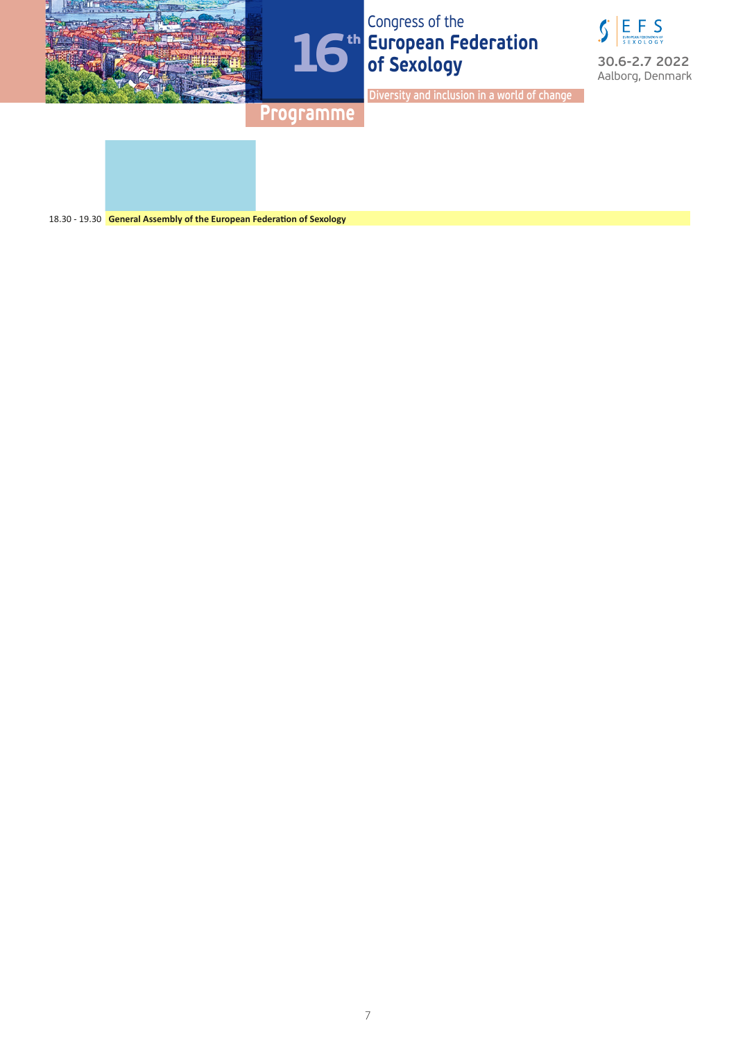| | |
|---|---|
| 18.30 - 19.30 | **General Assembly of the European Federation of Sexology** |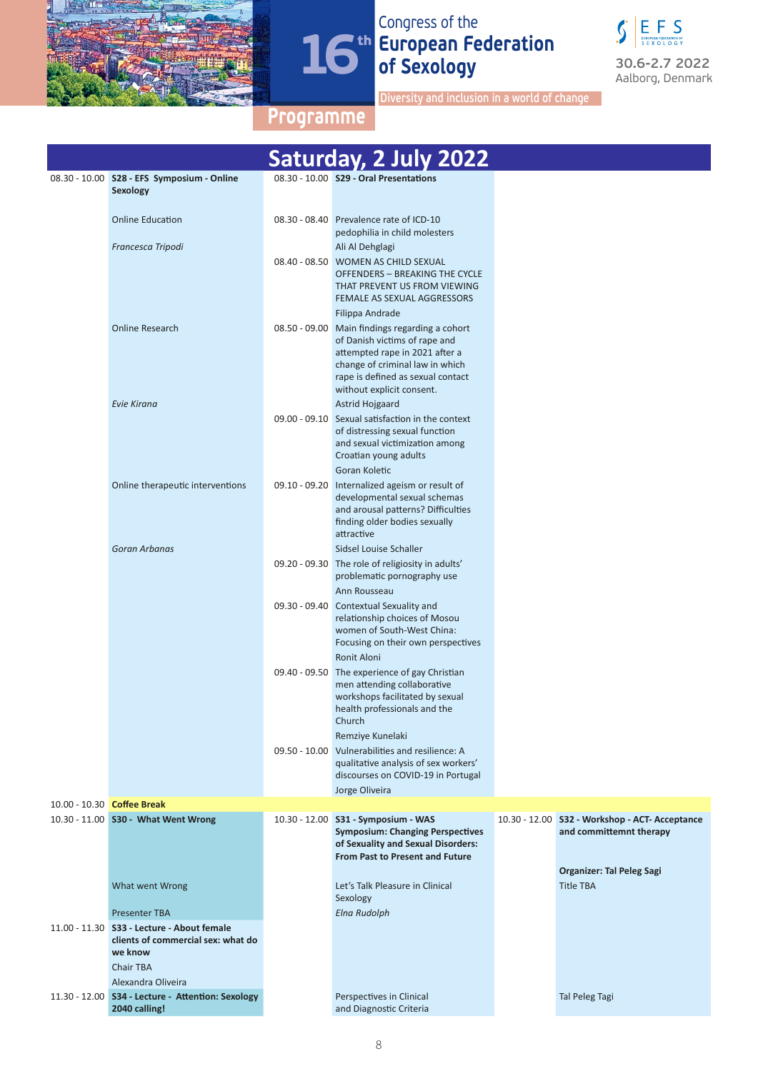Congress of the
# 16th European Federation of Sexology

Diversity and inclusion in a world of change

30.6-2.7 2022
Aalborg, Denmark

## Programme

## Saturday, 2 July 2022

| Time | Session | Time | Session | Time | Session |
|---|---|---|---|---|---|
| 08.30 - 10.00 | **S28 - EFS Symposium - Online Sexology** | 08.30 - 10.00 | **S29 - Oral Presentations** | | |
| | Online Education<br>*Francesca Tripodi* | 08.30 - 08.40 | Prevalence rate of ICD-10 pedophilia in child molesters<br>Ali Al Dehglagi | | |
| | | 08.40 - 08.50 | WOMEN AS CHILD SEXUAL OFFENDERS – BREAKING THE CYCLE THAT PREVENT US FROM VIEWING FEMALE AS SEXUAL AGGRESSORS<br>Filippa Andrade | | |
| | Online Research<br>*Evie Kirana* | 08.50 - 09.00 | Main findings regarding a cohort of Danish victims of rape and attempted rape in 2021 after a change of criminal law in which rape is defined as sexual contact without explicit consent.<br>Astrid Hojgaard | | |
| | | 09.00 - 09.10 | Sexual satisfaction in the context of distressing sexual function and sexual victimization among Croatian young adults<br>Goran Koletic | | |
| | Online therapeutic interventions<br>*Goran Arbanas* | 09.10 - 09.20 | Internalized ageism or result of developmental sexual schemas and arousal patterns? Difficulties finding older bodies sexually attractive<br>Sidsel Louise Schaller | | |
| | | 09.20 - 09.30 | The role of religiosity in adults' problematic pornography use<br>Ann Rousseau | | |
| | | 09.30 - 09.40 | Contextual Sexuality and relationship choices of Mosou women of South-West China: Focusing on their own perspectives<br>Ronit Aloni | | |
| | | 09.40 - 09.50 | The experience of gay Christian men attending collaborative workshops facilitated by sexual health professionals and the Church<br>Remziye Kunelaki | | |
| | | 09.50 - 10.00 | Vulnerabilities and resilience: A qualitative analysis of sex workers' discourses on COVID-19 in Portugal<br>Jorge Oliveira | | |
| 10.00 - 10.30 | **Coffee Break** | | | | |
| 10.30 - 11.00 | **S30 - What Went Wrong**<br>What went Wrong<br>Presenter TBA | 10.30 - 12.00 | **S31 - Symposium - WAS Symposium: Changing Perspectives of Sexuality and Sexual Disorders: From Past to Present and Future**<br>Let's Talk Pleasure in Clinical Sexology<br>*Elna Rudolph* | 10.30 - 12.00 | **S32 - Workshop - ACT- Acceptance and committemnt therapy**<br>**Organizer: Tal Peleg Sagi**<br>Title TBA |
| 11.00 - 11.30 | **S33 - Lecture - About female clients of commercial sex: what do we know**<br>Chair TBA<br>Alexandra Oliveira | | | | |
| 11.30 - 12.00 | **S34 - Lecture - Attention: Sexology 2040 calling!** | | Perspectives in Clinical and Diagnostic Criteria | | Tal Peleg Tagi |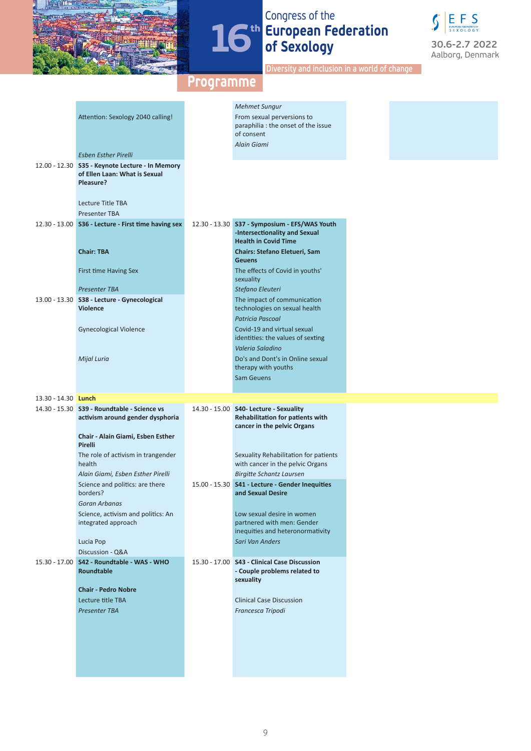# Congress of the 16th European Federation of Sexology

30.6-2.7 2022
Aalborg, Denmark

Diversity and inclusion in a world of change

## Programme

| Time | Track 1 | Time | Track 2 |
|---|---|---|---|
| | Attention: Sexology 2040 calling!<br><br>*Esben Esther Pirelli* | | *Mehmet Sungur*<br>From sexual perversions to paraphilia : the onset of the issue of consent<br>*Alain Giami* |
| 12.00 - 12.30 | **S35 - Keynote Lecture - In Memory of Ellen Laan: What is Sexual Pleasure?**<br><br>Lecture Title TBA<br>Presenter TBA | | |
| 12.30 - 13.00 | **S36 - Lecture - First time having sex**<br><br>**Chair: TBA**<br><br>First time Having Sex<br><br>*Presenter TBA* | 12.30 - 13.30 | **S37 - Symposium - EFS/WAS Youth -Intersectionality and Sexual Health in Covid Time**<br>**Chairs: Stefano Eletueri, Sam Geuens**<br>The effects of Covid in youths' sexuality<br>*Stefano Eleuteri*<br>The impact of communication technologies on sexual health<br>*Patricia Pascoal*<br>Covid-19 and virtual sexual identities: the values of sexting<br>*Valeria Saladino*<br>Do's and Dont's in Online sexual therapy with youths<br>Sam Geuens |
| 13.00 - 13.30 | **S38 - Lecture - Gynecological Violence**<br><br>Gynecological Violence<br><br>*Mijal Luria* | | |
| 13.30 - 14.30 | **Lunch** | | |
| 14.30 - 15.30 | **S39 - Roundtable - Science vs activism around gender dysphoria**<br><br>**Chair - Alain Giami, Esben Esther Pirelli**<br>The role of activism in trangender health<br>*Alain Giami, Esben Esther Pirelli*<br>Science and politics: are there borders?<br>*Goran Arbanas*<br>Science, activism and politics: An integrated approach<br><br>Lucia Pop<br>Discussion - Q&A | 14.30 - 15.00 | **S40- Lecture - Sexuality Rehabilitation for patients with cancer in the pelvic Organs**<br><br>Sexuality Rehabilitation for patients with cancer in the pelvic Organs<br>*Birgitte Schantz Laursen* |
| | | 15.00 - 15.30 | **S41 - Lecture - Gender Inequities and Sexual Desire**<br><br>Low sexual desire in women partnered with men: Gender inequities and heteronormativity<br>*Sari Van Anders* |
| 15.30 - 17.00 | **S42 - Roundtable - WAS - WHO Roundtable**<br><br>**Chair - Pedro Nobre**<br>Lecture title TBA<br>*Presenter TBA* | 15.30 - 17.00 | **S43 - Clinical Case Discussion - Couple problems related to sexuality**<br><br>Clinical Case Discussion<br>*Francesca Tripodi* |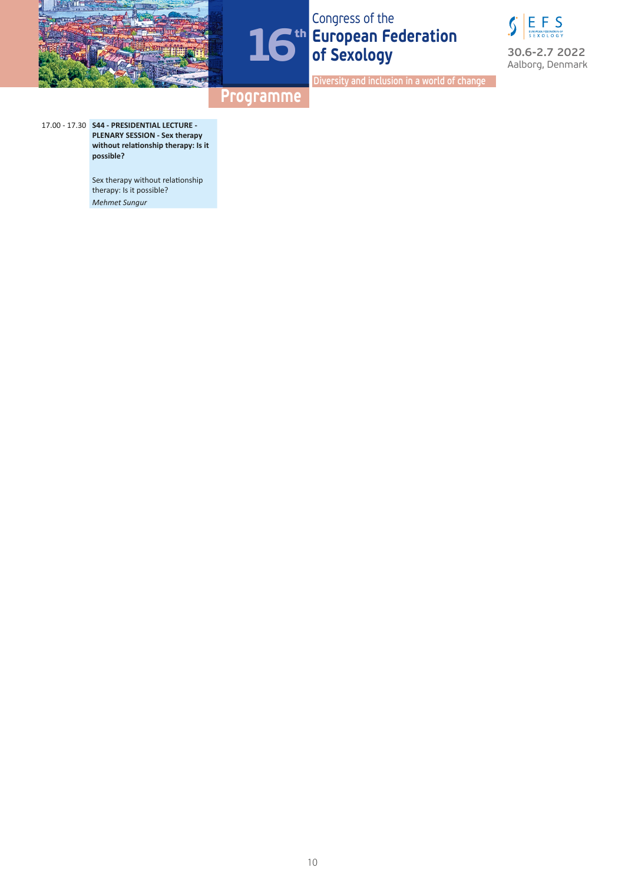17.00 - 17.30 **S44 - PRESIDENTIAL LECTURE - PLENARY SESSION - Sex therapy without relationship therapy: Is it possible?**

Sex therapy without relationship therapy: Is it possible?

*Mehmet Sungur*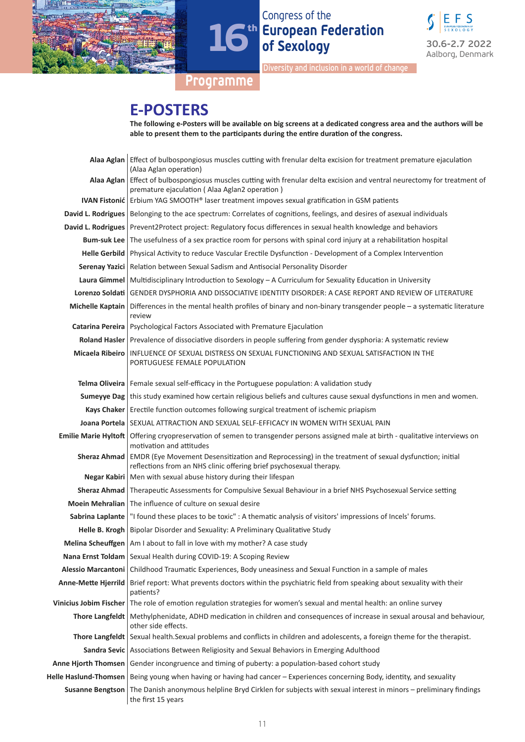# E-POSTERS

**The following e-Posters will be available on big screens at a dedicated congress area and the authors will be able to present them to the participants during the entire duration of the congress.**

| | |
|---|---|
| **Alaa Aglan** | Effect of bulbospongiosus muscles cutting with frenular delta excision for treatment premature ejaculation (Alaa Aglan operation) |
| **Alaa Aglan** | Effect of bulbospongiosus muscles cutting with frenular delta excision and ventral neurectomy for treatment of premature ejaculation ( Alaa Aglan2 operation ) |
| **IVAN Fistonić** | Erbium YAG SMOOTH® laser treatment impoves sexual gratification in GSM patients |
| **David L. Rodrigues** | Belonging to the ace spectrum: Correlates of cognitions, feelings, and desires of asexual individuals |
| **David L. Rodrigues** | Prevent2Protect project: Regulatory focus differences in sexual health knowledge and behaviors |
| **Bum-suk Lee** | The usefulness of a sex practice room for persons with spinal cord injury at a rehabilitation hospital |
| **Helle Gerbild** | Physical Activity to reduce Vascular Erectile Dysfunction - Development of a Complex Intervention |
| **Serenay Yazici** | Relation between Sexual Sadism and Antisocial Personality Disorder |
| **Laura Gimmel** | Multidisciplinary Introduction to Sexology – A Curriculum for Sexuality Education in University |
| **Lorenzo Soldati** | GENDER DYSPHORIA AND DISSOCIATIVE IDENTITY DISORDER: A CASE REPORT AND REVIEW OF LITERATURE |
| **Michelle Kaptain** | Differences in the mental health profiles of binary and non-binary transgender people – a systematic literature review |
| **Catarina Pereira** | Psychological Factors Associated with Premature Ejaculation |
| **Roland Hasler** | Prevalence of dissociative disorders in people suffering from gender dysphoria: A systematic review |
| **Micaela Ribeiro** | INFLUENCE OF SEXUAL DISTRESS ON SEXUAL FUNCTIONING AND SEXUAL SATISFACTION IN THE PORTUGUESE FEMALE POPULATION |
| **Telma Oliveira** | Female sexual self-efficacy in the Portuguese population: A validation study |
| **Sumeyye Dag** | this study examined how certain religious beliefs and cultures cause sexual dysfunctions in men and women. |
| **Kays Chaker** | Erectile function outcomes following surgical treatment of ischemic priapism |
| **Joana Portela** | SEXUAL ATTRACTION AND SEXUAL SELF-EFFICACY IN WOMEN WITH SEXUAL PAIN |
| **Emilie Marie Hyltoft** | Offering cryopreservation of semen to transgender persons assigned male at birth - qualitative interviews on motivation and attitudes |
| **Sheraz Ahmad** | EMDR (Eye Movement Desensitization and Reprocessing) in the treatment of sexual dysfunction; initial reflections from an NHS clinic offering brief psychosexual therapy. |
| **Negar Kabiri** | Men with sexual abuse history during their lifespan |
| **Sheraz Ahmad** | Therapeutic Assessments for Compulsive Sexual Behaviour in a brief NHS Psychosexual Service setting |
| **Moein Mehralian** | The influence of culture on sexual desire |
| **Sabrina Laplante** | "I found these places to be toxic" : A thematic analysis of visitors' impressions of Incels' forums. |
| **Helle B. Krogh** | Bipolar Disorder and Sexuality: A Preliminary Qualitative Study |
| **Melina Scheuffgen** | Am I about to fall in love with my mother? A case study |
| **Nana Ernst Toldam** | Sexual Health during COVID-19: A Scoping Review |
| **Alessio Marcantoni** | Childhood Traumatic Experiences, Body uneasiness and Sexual Function in a sample of males |
| **Anne-Mette Hjerrild** | Brief report: What prevents doctors within the psychiatric field from speaking about sexuality with their patients? |
| **Vinicius Jobim Fischer** | The role of emotion regulation strategies for women's sexual and mental health: an online survey |
| **Thore Langfeldt** | Methylphenidate, ADHD medication in children and consequences of increase in sexual arousal and behaviour, other side effects. |
| **Thore Langfeldt** | Sexual health.Sexual problems and conflicts in children and adolescents, a foreign theme for the therapist. |
| **Sandra Sevic** | Associations Between Religiosity and Sexual Behaviors in Emerging Adulthood |
| **Anne Hjorth Thomsen** | Gender incongruence and timing of puberty: a population-based cohort study |
| **Helle Haslund-Thomsen** | Being young when having or having had cancer – Experiences concerning Body, identity, and sexuality |
| **Susanne Bengtson** | The Danish anonymous helpline Bryd Cirklen for subjects with sexual interest in minors – preliminary findings the first 15 years |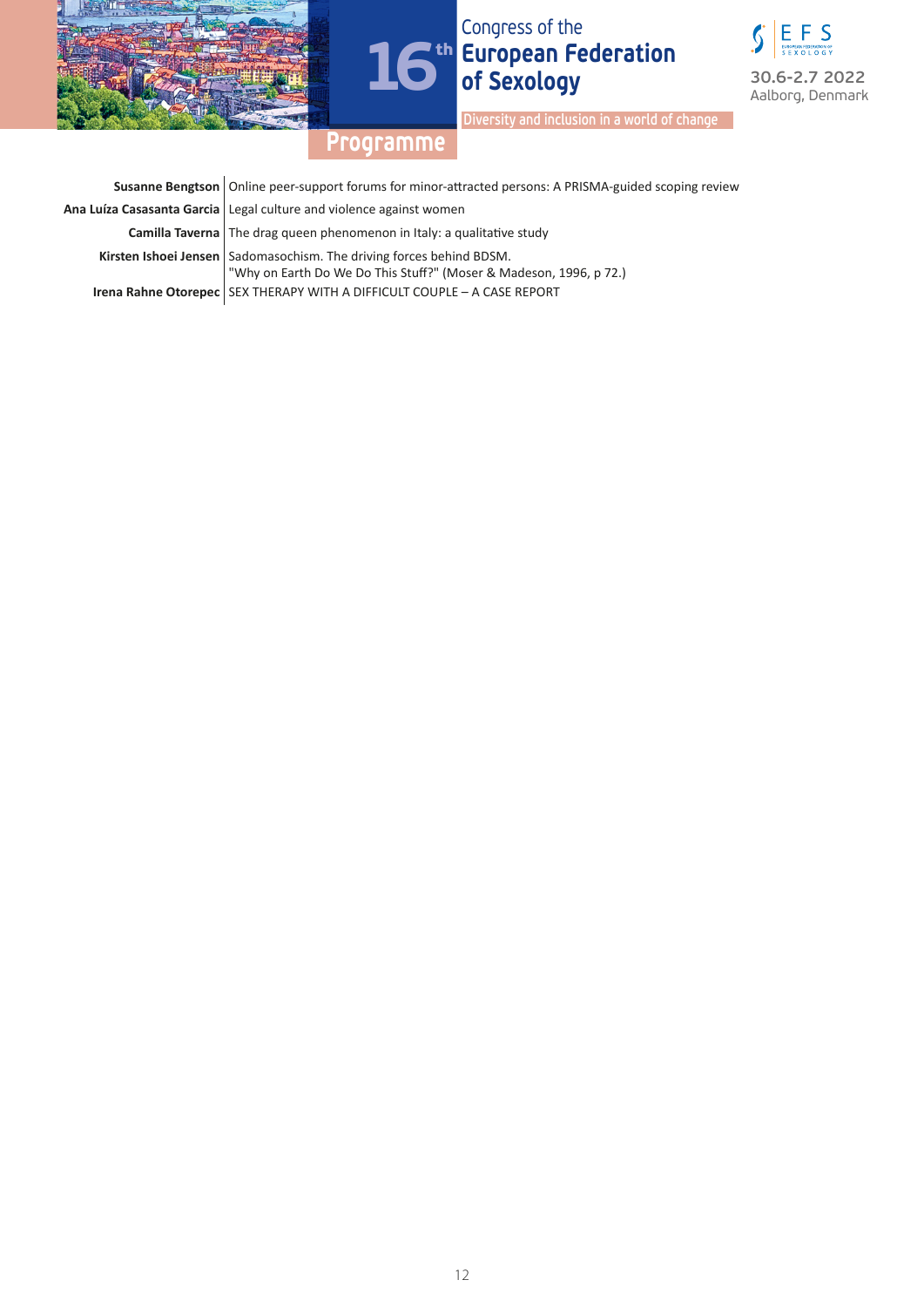| | |
|---|---|
| **Susanne Bengtson** | Online peer-support forums for minor-attracted persons: A PRISMA-guided scoping review |
| **Ana Luíza Casasanta Garcia** | Legal culture and violence against women |
| **Camilla Taverna** | The drag queen phenomenon in Italy: a qualitative study |
| **Kirsten Ishoei Jensen** | Sadomasochism. The driving forces behind BDSM. "Why on Earth Do We Do This Stuff?" (Moser & Madeson, 1996, p 72.) |
| **Irena Rahne Otorepec** | SEX THERAPY WITH A DIFFICULT COUPLE – A CASE REPORT |